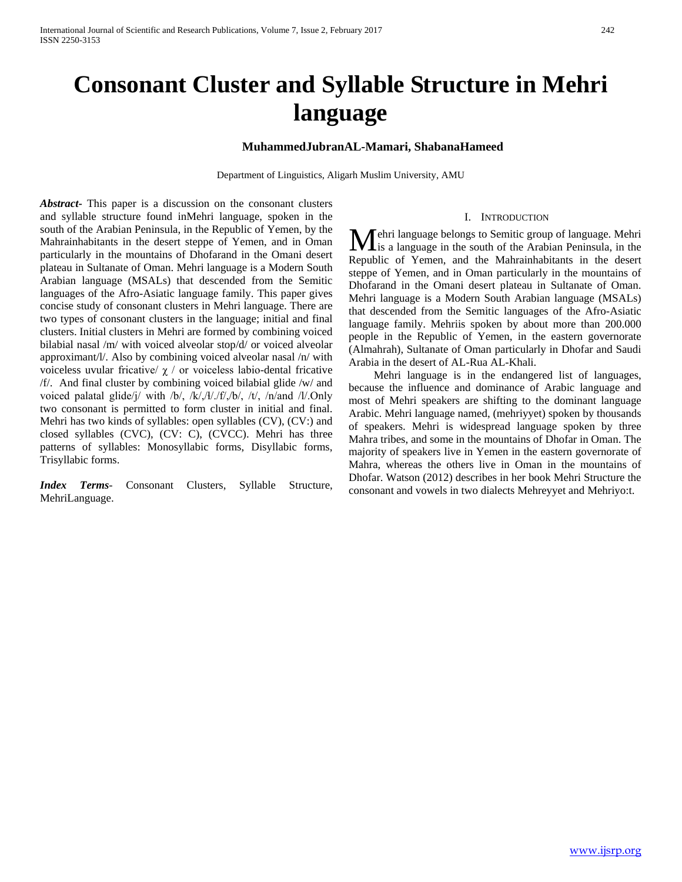# Consonant Cluster and Syllable Structure in Mehri language

**MuhammedJubranAL-Mamari, ShabanaHameed**

Department of Linguistics, Aligarh Muslim University, AMU

***Abstract*-** This paper is a discussion on the consonant clusters and syllable structure found inMehri language, spoken in the south of the Arabian Peninsula, in the Republic of Yemen, by the Mahrainhabitants in the desert steppe of Yemen, and in Oman particularly in the mountains of Dhofarand in the Omani desert plateau in Sultanate of Oman. Mehri language is a Modern South Arabian language (MSALs) that descended from the Semitic languages of the Afro-Asiatic language family. This paper gives concise study of consonant clusters in Mehri language. There are two types of consonant clusters in the language; initial and final clusters. Initial clusters in Mehri are formed by combining voiced bilabial nasal /m/ with voiced alveolar stop/d/ or voiced alveolar approximant/l/. Also by combining voiced alveolar nasal /n/ with voiceless uvular fricative/ χ / or voiceless labio-dental fricative /f/. And final cluster by combining voiced bilabial glide /w/ and voiced palatal glide/j/ with /b/, /k/,/ł/./f/,/b/, /t/, /n/and /l/.Only two consonant is permitted to form cluster in initial and final. Mehri has two kinds of syllables: open syllables (CV), (CV:) and closed syllables (CVC), (CV: C), (CVCC). Mehri has three patterns of syllables: Monosyllabic forms, Disyllabic forms, Trisyllabic forms.

***Index Terms*-** Consonant Clusters, Syllable Structure, MehriLanguage.

## I. Introduction

Mehri language belongs to Semitic group of language. Mehri is a language in the south of the Arabian Peninsula, in the Republic of Yemen, and the Mahrainhabitants in the desert steppe of Yemen, and in Oman particularly in the mountains of Dhofarand in the Omani desert plateau in Sultanate of Oman. Mehri language is a Modern South Arabian language (MSALs) that descended from the Semitic languages of the Afro-Asiatic language family. Mehriis spoken by about more than 200.000 people in the Republic of Yemen, in the eastern governorate (Almahrah), Sultanate of Oman particularly in Dhofar and Saudi Arabia in the desert of AL-Rua AL-Khali.

Mehri language is in the endangered list of languages, because the influence and dominance of Arabic language and most of Mehri speakers are shifting to the dominant language Arabic. Mehri language named, (mehriyyet) spoken by thousands of speakers. Mehri is widespread language spoken by three Mahra tribes, and some in the mountains of Dhofar in Oman. The majority of speakers live in Yemen in the eastern governorate of Mahra, whereas the others live in Oman in the mountains of Dhofar. Watson (2012) describes in her book Mehri Structure the consonant and vowels in two dialects Mehreyyet and Mehriyo:t.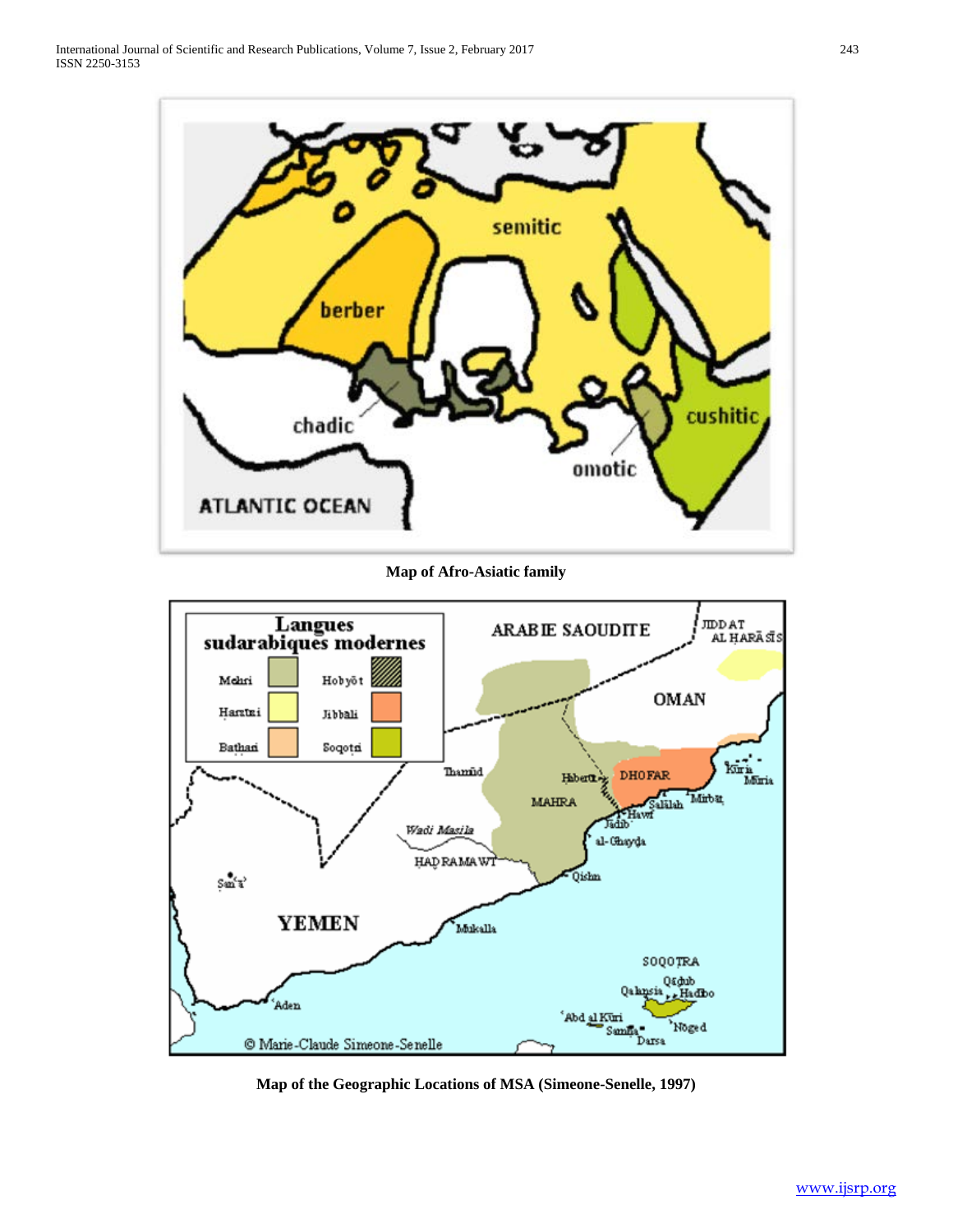**Map of Afro-Asiatic family**

**Map of the Geographic Locations of MSA (Simeone-Senelle, 1997)**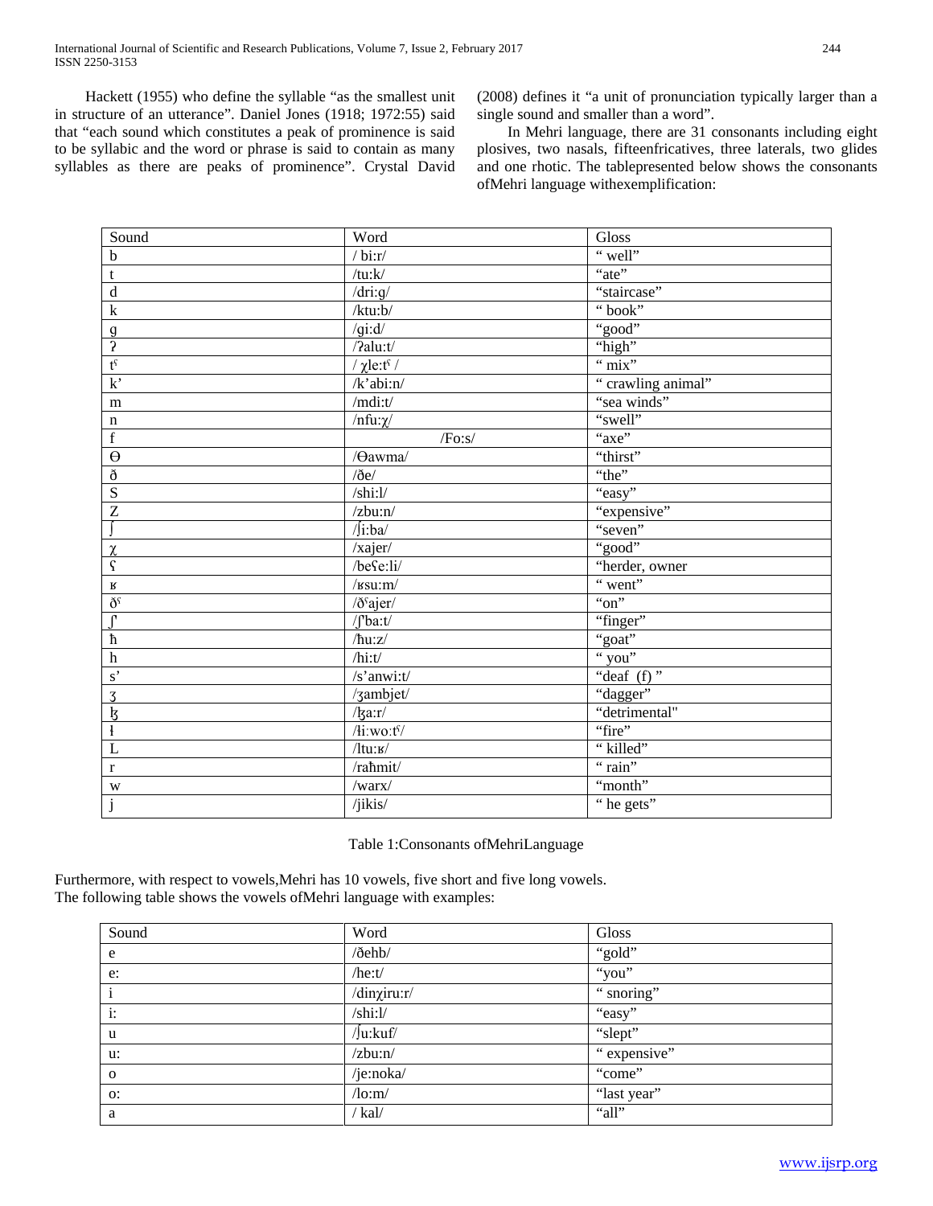Hackett (1955) who define the syllable "as the smallest unit in structure of an utterance". Daniel Jones (1918; 1972:55) said that "each sound which constitutes a peak of prominence is said to be syllabic and the word or phrase is said to contain as many syllables as there are peaks of prominence". Crystal David (2008) defines it "a unit of pronunciation typically larger than a single sound and smaller than a word".

In Mehri language, there are 31 consonants including eight plosives, two nasals, fifteenfricatives, three laterals, two glides and one rhotic. The tablepresented below shows the consonants ofMehri language withexemplification:

| Sound | Word | Gloss |
|---|---|---|
| b | / bi:r/ | " well" |
| t | /tu:k/ | "ate" |
| d | /dri:g/ | "staircase" |
| k | /ktu:b/ | " book" |
| g | /gi:d/ | "good" |
| ʔ | /ʔalu:t/ | "high" |
| tˤ | / χle:tˤ / | " mix" |
| k' | /k'abi:n/ | " crawling animal" |
| m | /mdi:t/ | "sea winds" |
| n | /nfu:χ/ | "swell" |
| f | /Fo:s/ | "axe" |
| Ɵ | /Ɵawma/ | "thirst" |
| ð | /ðe/ | "the" |
| S | /shi:l/ | "easy" |
| Z | /zbu:n/ | "expensive" |
| ʃ | /ʃi:ba/ | "seven" |
| χ | /xajer/ | "good" |
| ʕ | /beʕe:li/ | "herder, owner |
| ʁ | /ʁsu:m/ | " went" |
| ðˤ | /ðˤajer/ | "on" |
| ʃ' | /ʃ'ba:t/ | "finger" |
| ħ | /ħu:z/ | "goat" |
| h | /hi:t/ | " you" |
| s' | /s'anwi:t/ | "deaf (f) " |
| ʒ | /ʒambjet/ | "dagger" |
| ɮ | /ɮa:r/ | "detrimental" |
| ɬ | /ɬi:wo:tˤ/ | "fire" |
| L | /ltu:ʁ/ | " killed" |
| r | /raħmit/ | " rain" |
| w | /warx/ | "month" |
| j | /jikis/ | " he gets" |

Table 1:Consonants ofMehriLanguage

Furthermore, with respect to vowels,Mehri has 10 vowels, five short and five long vowels.
The following table shows the vowels ofMehri language with examples:

| Sound | Word | Gloss |
|---|---|---|
| e | /ðehb/ | "gold" |
| e: | /he:t/ | "you" |
| i | /dinχiru:r/ | " snoring" |
| i: | /shi:l/ | "easy" |
| u | /ʃu:kuf/ | "slept" |
| u: | /zbu:n/ | " expensive" |
| o | /je:noka/ | "come" |
| o: | /lo:m/ | "last year" |
| a | / kal/ | "all" |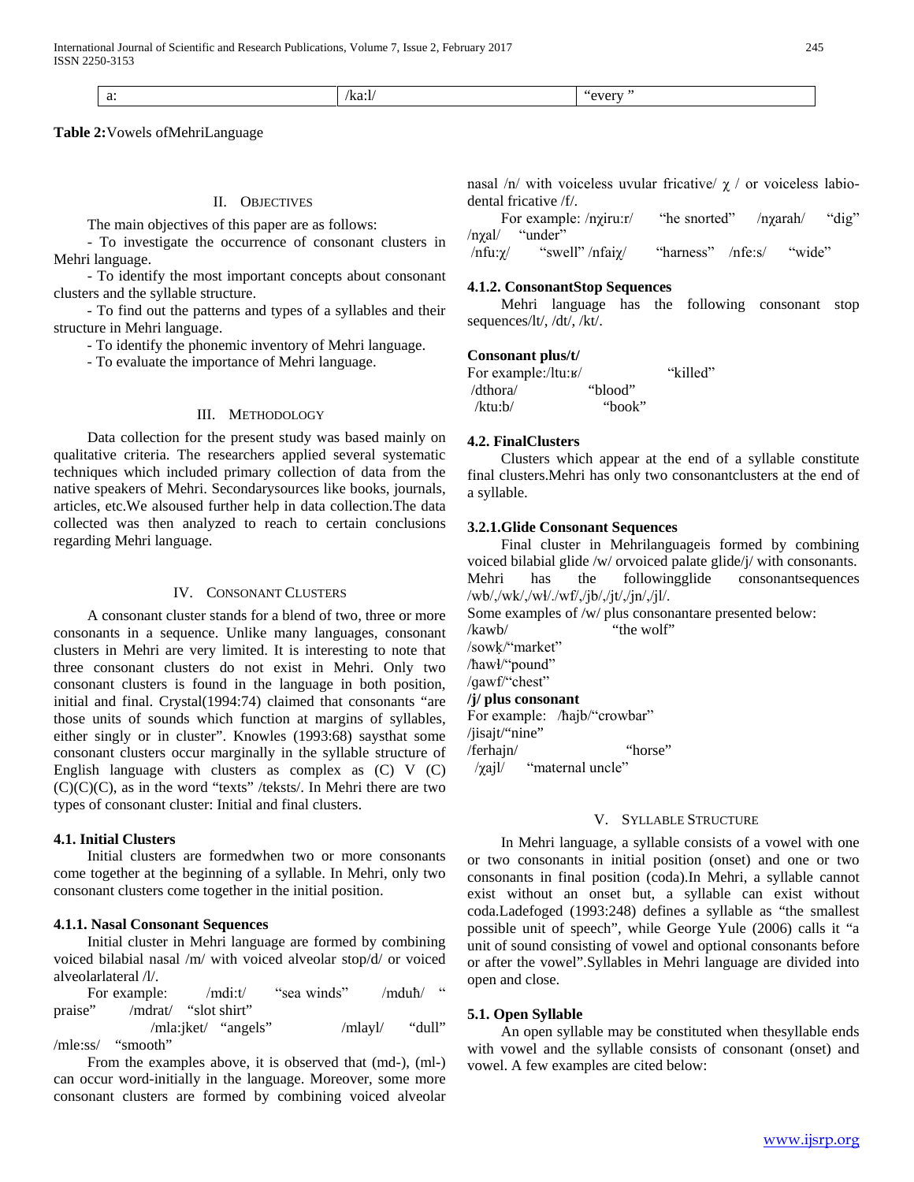| aː | /kaːl/ | "every " |
|---|---|---|

**Table 2:**Vowels ofMehriLanguage

## II. Objectives

The main objectives of this paper are as follows:

- To investigate the occurrence of consonant clusters in Mehri language.

- To identify the most important concepts about consonant clusters and the syllable structure.

- To find out the patterns and types of a syllables and their structure in Mehri language.

- To identify the phonemic inventory of Mehri language.

- To evaluate the importance of Mehri language.

## III. Methodology

Data collection for the present study was based mainly on qualitative criteria. The researchers applied several systematic techniques which included primary collection of data from the native speakers of Mehri. Secondarysources like books, journals, articles, etc.We alsoused further help in data collection.The data collected was then analyzed to reach to certain conclusions regarding Mehri language.

## IV. Consonant Clusters

A consonant cluster stands for a blend of two, three or more consonants in a sequence. Unlike many languages, consonant clusters in Mehri are very limited. It is interesting to note that three consonant clusters do not exist in Mehri. Only two consonant clusters is found in the language in both position, initial and final. Crystal(1994:74) claimed that consonants "are those units of sounds which function at margins of syllables, either singly or in cluster". Knowles (1993:68) saysthat some consonant clusters occur marginally in the syllable structure of English language with clusters as complex as (C) V (C)(C)(C)(C), as in the word "texts" /teksts/. In Mehri there are two types of consonant cluster: Initial and final clusters.

### 4.1. Initial Clusters

Initial clusters are formedwhen two or more consonants come together at the beginning of a syllable. In Mehri, only two consonant clusters come together in the initial position.

### 4.1.1. Nasal Consonant Sequences

Initial cluster in Mehri language are formed by combining voiced bilabial nasal /m/ with voiced alveolar stop/d/ or voiced alveolarlateral /l/.

For example: /mdiːt/ "sea winds" /mduħ/ " praise" /mdrat/ "slot shirt"

/mlaːjket/ "angels" /mlayl/ "dull" /mleːss/ "smooth"

From the examples above, it is observed that (md-), (ml-) can occur word-initially in the language. Moreover, some more consonant clusters are formed by combining voiced alveolar nasal /n/ with voiceless uvular fricative/ χ / or voiceless labio-dental fricative /f/.

For example: /nχiruːr/ "he snorted" /nχarah/ "dig" /nχal/ "under"

/nfuːχ/ "swell" /nfaiχ/ "harness" /neːs/ "wide"

### 4.1.2. ConsonantStop Sequences

Mehri language has the following consonant stop sequences/lt/, /dt/, /kt/.

**Consonant plus/t/**

For example:/ltuːʁ/ "killed"

/dthora/ "blood"

/ktuːb/ "book"

### 4.2. FinalClusters

Clusters which appear at the end of a syllable constitute final clusters.Mehri has only two consonantclusters at the end of a syllable.

### 3.2.1.Glide Consonant Sequences

Final cluster in Mehrilanguageis formed by combining voiced bilabial glide /w/ orvoiced palate glide/j/ with consonants. Mehri has the followingglide consonantsequences /wb/,/wk/,/wɬ/./wf/,/jb/,/jt/,/jn/,/jl/.

Some examples of /w/ plus consonantare presented below:

/kawb/ "the wolf"

/sowk/"market"

/ħawɬ/"pound"

/gawf/"chest"

**/j/ plus consonant**

For example: /ħajb/"crowbar"

/jisajt/"nine"

/ferhajn/ "horse"

/χajl/ "maternal uncle"

## V. Syllable Structure

In Mehri language, a syllable consists of a vowel with one or two consonants in initial position (onset) and one or two consonants in final position (coda).In Mehri, a syllable cannot exist without an onset but, a syllable can exist without coda.Ladefoged (1993:248) defines a syllable as "the smallest possible unit of speech", while George Yule (2006) calls it "a unit of sound consisting of vowel and optional consonants before or after the vowel".Syllables in Mehri language are divided into open and close.

### 5.1. Open Syllable

An open syllable may be constituted when thesyllable ends with vowel and the syllable consists of consonant (onset) and vowel. A few examples are cited below: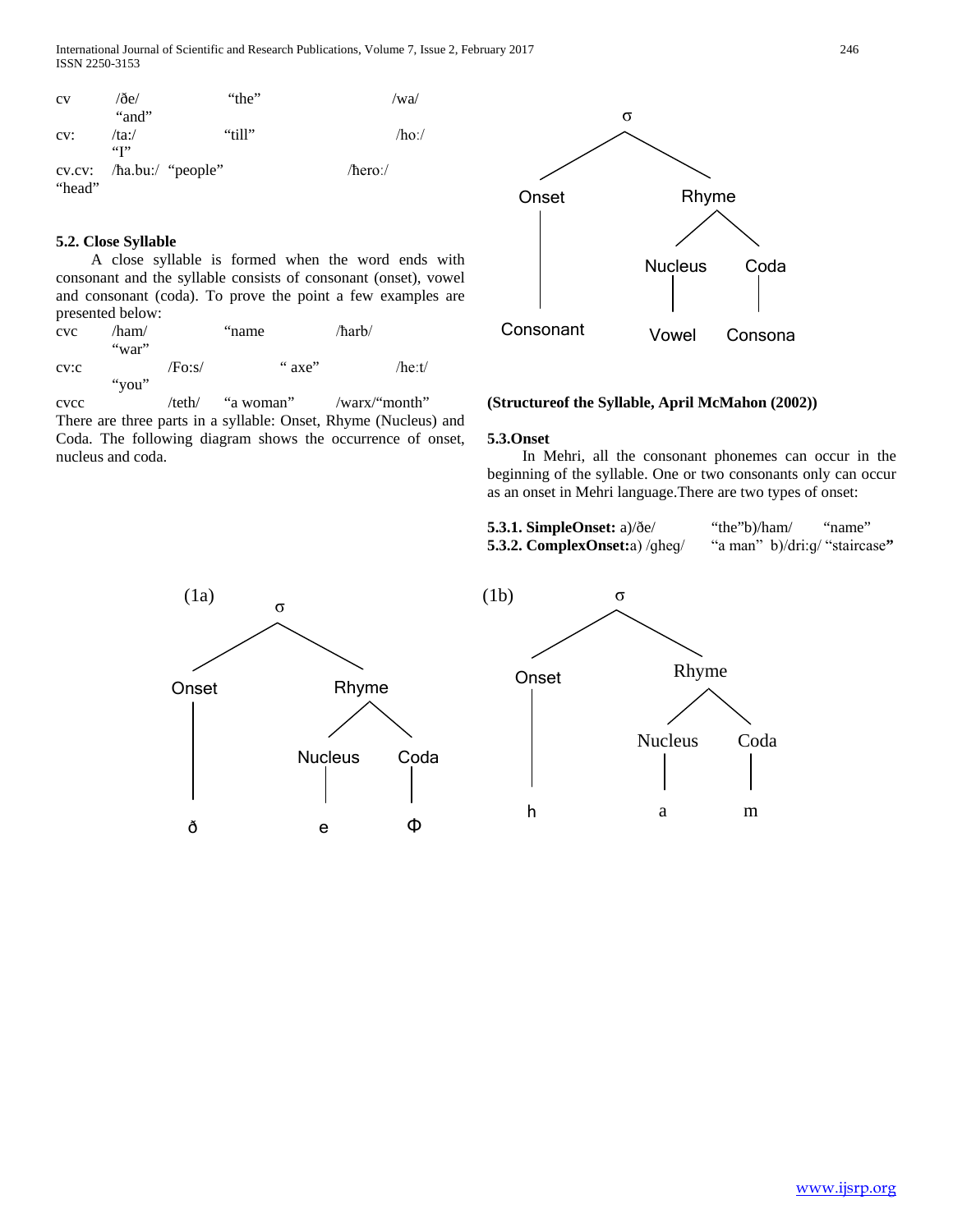cv /ðe/ "the" /wa/ "and"

cv: /ta:/ "till" /ho:/ "I"

cv.cv: /ħa.bu:/ "people" /ħero:/ "head"

### 5.2. Close Syllable

A close syllable is formed when the word ends with consonant and the syllable consists of consonant (onset), vowel and consonant (coda). To prove the point a few examples are presented below:

cvc /ham/ "name /ħarb/ "war"

cv:c /Fo:s/ " axe" /he:t/ "you"

cvcc /teth/ "a woman" /warx/"month"

There are three parts in a syllable: Onset, Rhyme (Nucleus) and Coda. The following diagram shows the occurrence of onset, nucleus and coda.

σ
- Onset
  - Consonant
- Rhyme
  - Nucleus
    - Vowel
  - Coda
    - Consona

**(Structureof the Syllable, April McMahon (2002))**

### 5.3.Onset

In Mehri, all the consonant phonemes can occur in the beginning of the syllable. One or two consonants only can occur as an onset in Mehri language.There are two types of onset:

**5.3.1. SimpleOnset:** a)/ðe/ "the"b)/ham/ "name"

**5.3.2. ComplexOnset:**a) /gheg/ "a man" b)/dri:g/ "staircase**"**

(1a)

σ
- Onset
  - ð
- Rhyme
  - Nucleus
    - e
  - Coda
    - Φ

(1b)

σ
- Onset
  - h
- Rhyme
  - Nucleus
    - a
  - Coda
    - m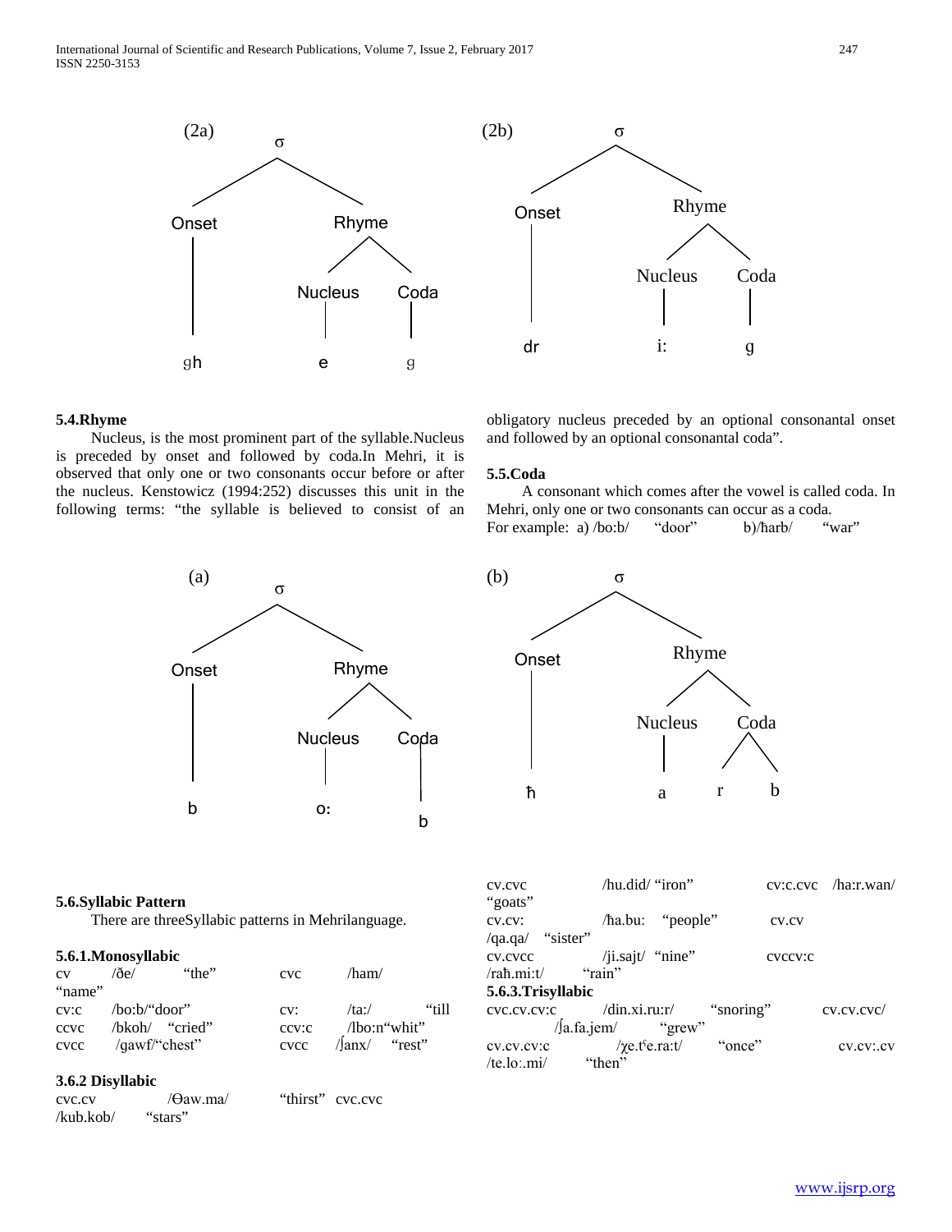(2a)

```
σ
├── Onset
│   └── gh
└── Rhyme
    ├── Nucleus
    │   └── e
    └── Coda
        └── g
```

(2b)

```
σ
├── Onset
│   └── dr
└── Rhyme
    ├── Nucleus
    │   └── i:
    └── Coda
        └── g
```

### 5.4.Rhyme

Nucleus, is the most prominent part of the syllable.Nucleus is preceded by onset and followed by coda.In Mehri, it is observed that only one or two consonants occur before or after the nucleus. Kenstowicz (1994:252) discusses this unit in the following terms: "the syllable is believed to consist of an obligatory nucleus preceded by an optional consonantal onset and followed by an optional consonantal coda".

### 5.5.Coda

A consonant which comes after the vowel is called coda. In Mehri, only one or two consonants can occur as a coda.
For example: a) /bo:b/ "door" b)/ħarb/ "war"

(a)

```
σ
├── Onset
│   └── b
└── Rhyme
    ├── Nucleus
    │   └── o:
    └── Coda
        └── b
```

(b)

```
σ
├── Onset
│   └── ħ
└── Rhyme
    ├── Nucleus
    │   └── a
    └── Coda
        ├── r
        └── b
```

### 5.6.Syllabic Pattern

There are threeSyllabic patterns in Mehrilanguage.

#### 5.6.1.Monosyllabic

| | | | | |
|---|---|---|---|---|
| cv | /ðe/ "the" | | cvc | /ham/ "name" |
| cv:c | /bo:b/"door" | | cv: | /ta:/ "till |
| ccvc | /bkoh/ "cried" | | ccv:c | /lbo:n"whit" |
| cvcc | /gawf/"chest" | | cvcc | /ʃanx/ "rest" |

#### 3.6.2 Disyllabic

| | | |
|---|---|---|
| cvc.cv | /Ɵaw.ma/ | "thirst" |
| cvc.cvc | /kub.kob/ | "stars" |
| cv.cvc | /hu.did/ | "iron" |
| cv:c.cvc | /ha:r.wan/ | "goats" |
| cv.cv: | /ħa.bu: | "people" |
| cv.cv | /qa.qa/ | "sister" |
| cv.cvcc | /ji.sajt/ | "nine" |
| cvccv:c | /raħ.mi:t/ | "rain" |

#### 5.6.3.Trisyllabic

| | | |
|---|---|---|
| cvc.cv.cv:c | /din.xi.ru:r/ | "snoring" |
| cv.cv.cvc/ | /ʃa.fa.jem/ | "grew" |
| cv.cv.cv:c | /χe.tˤe.ra:t/ | "once" |
| cv.cv:.cv | /te.lo:.mi/ | "then" |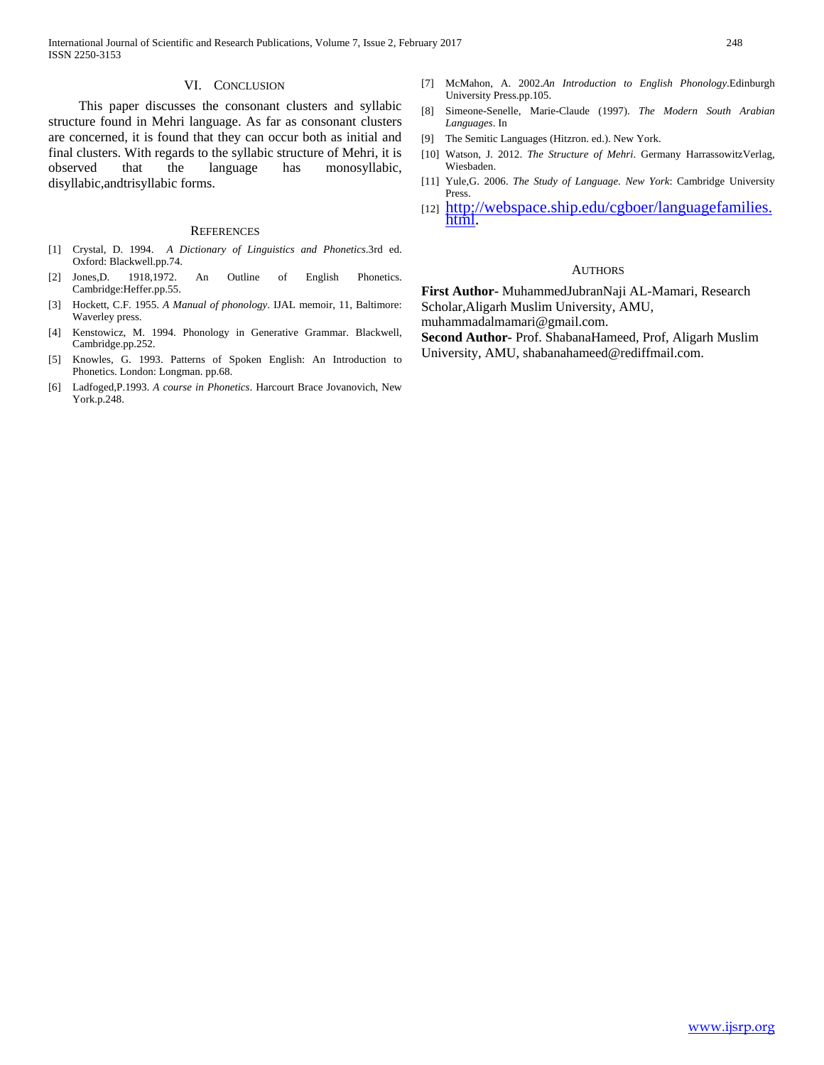## VI. Conclusion

This paper discusses the consonant clusters and syllabic structure found in Mehri language. As far as consonant clusters are concerned, it is found that they can occur both as initial and final clusters. With regards to the syllabic structure of Mehri, it is observed that the language has monosyllabic, disyllabic,andtrisyllabic forms.

## References

[1] Crystal, D. 1994. *A Dictionary of Linguistics and Phonetics*.3rd ed. Oxford: Blackwell.pp.74.

[2] Jones,D. 1918,1972. An Outline of English Phonetics. Cambridge:Heffer.pp.55.

[3] Hockett, C.F. 1955. *A Manual of phonology*. IJAL memoir, 11, Baltimore: Waverley press.

[4] Kenstowicz, M. 1994. Phonology in Generative Grammar. Blackwell, Cambridge.pp.252.

[5] Knowles, G. 1993. Patterns of Spoken English: An Introduction to Phonetics. London: Longman. pp.68.

[6] Ladfoged,P.1993. *A course in Phonetics*. Harcourt Brace Jovanovich, New York.p.248.

[7] McMahon, A. 2002.*An Introduction to English Phonology*.Edinburgh University Press.pp.105.

[8] Simeone-Senelle, Marie-Claude (1997). *The Modern South Arabian Languages*. In

[9] The Semitic Languages (Hitzron. ed.). New York.

[10] Watson, J. 2012. *The Structure of Mehri*. Germany HarrassowitzVerlag, Wiesbaden.

[11] Yule,G. 2006. *The Study of Language. New York*: Cambridge University Press.

[12] http://webspace.ship.edu/cgboer/languagefamilies.html.

## Authors

**First Author-** MuhammedJubranNaji AL-Mamari, Research Scholar,Aligarh Muslim University, AMU, muhammadalmamari@gmail.com.

**Second Author-** Prof. ShabanaHameed, Prof, Aligarh Muslim University, AMU, shabanahameed@rediffmail.com.